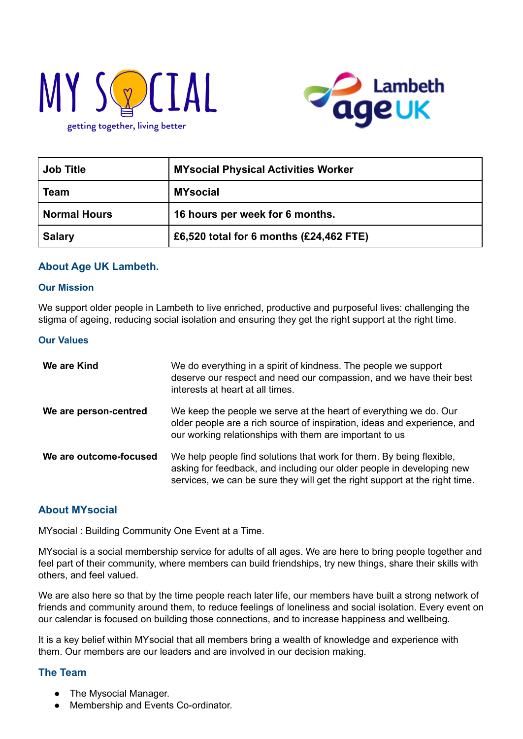MY SOCIAL

getting together, living better

Lambeth age UK

| Job Title | MYsocial Physical Activities Worker |
|---|---|
| Team | MYsocial |
| Normal Hours | 16 hours per week for 6 months. |
| Salary | £6,520 total for 6 months (£24,462 FTE) |

## About Age UK Lambeth.

### Our Mission

We support older people in Lambeth to live enriched, productive and purposeful lives: challenging the stigma of ageing, reducing social isolation and ensuring they get the right support at the right time.

### Our Values

| | |
|---|---|
| **We are Kind** | We do everything in a spirit of kindness. The people we support deserve our respect and need our compassion, and we have their best interests at heart at all times. |
| **We are person-centred** | We keep the people we serve at the heart of everything we do. Our older people are a rich source of inspiration, ideas and experience, and our working relationships with them are important to us |
| **We are outcome-focused** | We help people find solutions that work for them. By being flexible, asking for feedback, and including our older people in developing new services, we can be sure they will get the right support at the right time. |

## About MYsocial

MYsocial : Building Community One Event at a Time.

MYsocial is a social membership service for adults of all ages. We are here to bring people together and feel part of their community, where members can build friendships, try new things, share their skills with others, and feel valued.

We are also here so that by the time people reach later life, our members have built a strong network of friends and community around them, to reduce feelings of loneliness and social isolation. Every event on our calendar is focused on building those connections, and to increase happiness and wellbeing.

It is a key belief within MYsocial that all members bring a wealth of knowledge and experience with them. Our members are our leaders and are involved in our decision making.

## The Team

- The Mysocial Manager.
- Membership and Events Co-ordinator.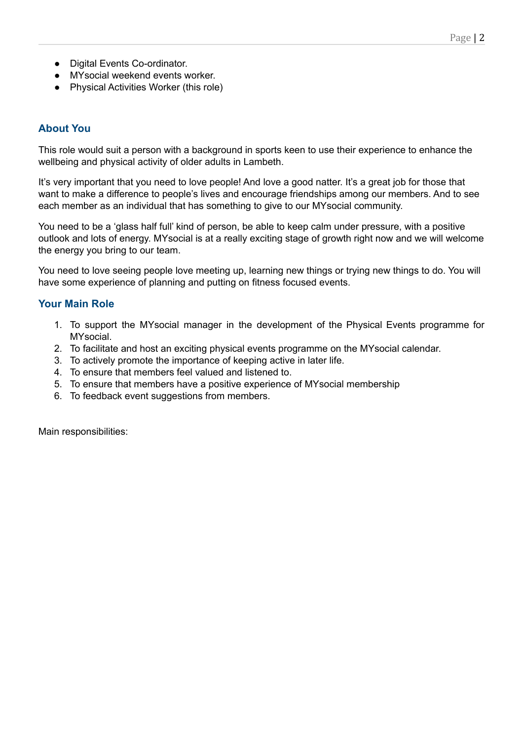- Digital Events Co-ordinator.
- MYsocial weekend events worker.
- Physical Activities Worker (this role)

## About You

This role would suit a person with a background in sports keen to use their experience to enhance the wellbeing and physical activity of older adults in Lambeth.

It's very important that you need to love people! And love a good natter. It's a great job for those that want to make a difference to people's lives and encourage friendships among our members. And to see each member as an individual that has something to give to our MYsocial community.

You need to be a 'glass half full' kind of person, be able to keep calm under pressure, with a positive outlook and lots of energy. MYsocial is at a really exciting stage of growth right now and we will welcome the energy you bring to our team.

You need to love seeing people love meeting up, learning new things or trying new things to do. You will have some experience of planning and putting on fitness focused events.

## Your Main Role

1. To support the MYsocial manager in the development of the Physical Events programme for MYsocial.
2. To facilitate and host an exciting physical events programme on the MYsocial calendar.
3. To actively promote the importance of keeping active in later life.
4. To ensure that members feel valued and listened to.
5. To ensure that members have a positive experience of MYsocial membership
6. To feedback event suggestions from members.

Main responsibilities: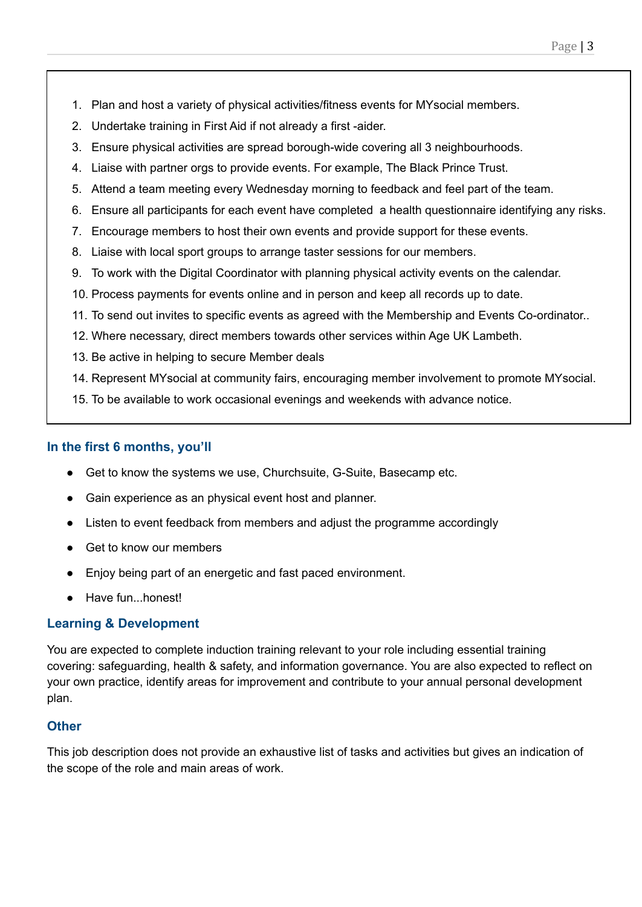1. Plan and host a variety of physical activities/fitness events for MYsocial members.
2. Undertake training in First Aid if not already a first -aider.
3. Ensure physical activities are spread borough-wide covering all 3 neighbourhoods.
4. Liaise with partner orgs to provide events. For example, The Black Prince Trust.
5. Attend a team meeting every Wednesday morning to feedback and feel part of the team.
6. Ensure all participants for each event have completed a health questionnaire identifying any risks.
7. Encourage members to host their own events and provide support for these events.
8. Liaise with local sport groups to arrange taster sessions for our members.
9. To work with the Digital Coordinator with planning physical activity events on the calendar.
10. Process payments for events online and in person and keep all records up to date.
11. To send out invites to specific events as agreed with the Membership and Events Co-ordinator..
12. Where necessary, direct members towards other services within Age UK Lambeth.
13. Be active in helping to secure Member deals
14. Represent MYsocial at community fairs, encouraging member involvement to promote MYsocial.
15. To be available to work occasional evenings and weekends with advance notice.

### In the first 6 months, you'll

- Get to know the systems we use, Churchsuite, G-Suite, Basecamp etc.
- Gain experience as an physical event host and planner.
- Listen to event feedback from members and adjust the programme accordingly
- Get to know our members
- Enjoy being part of an energetic and fast paced environment.
- Have fun...honest!

### Learning & Development

You are expected to complete induction training relevant to your role including essential training covering: safeguarding, health & safety, and information governance. You are also expected to reflect on your own practice, identify areas for improvement and contribute to your annual personal development plan.

### Other

This job description does not provide an exhaustive list of tasks and activities but gives an indication of the scope of the role and main areas of work.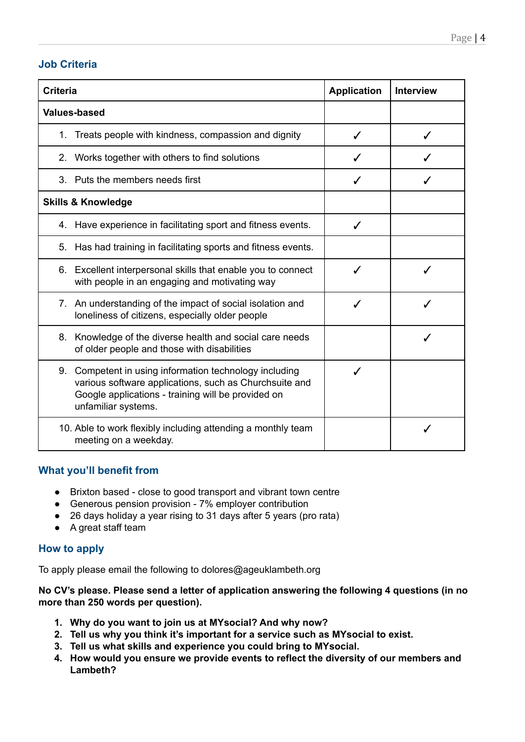## Job Criteria

| Criteria | Application | Interview |
|---|---|---|
| **Values-based** | | |
| 1. Treats people with kindness, compassion and dignity | ✓ | ✓ |
| 2. Works together with others to find solutions | ✓ | ✓ |
| 3. Puts the members needs first | ✓ | ✓ |
| **Skills & Knowledge** | | |
| 4. Have experience in facilitating sport and fitness events. | ✓ | |
| 5. Has had training in facilitating sports and fitness events. | | |
| 6. Excellent interpersonal skills that enable you to connect with people in an engaging and motivating way | ✓ | ✓ |
| 7. An understanding of the impact of social isolation and loneliness of citizens, especially older people | ✓ | ✓ |
| 8. Knowledge of the diverse health and social care needs of older people and those with disabilities | | ✓ |
| 9. Competent in using information technology including various software applications, such as Churchsuite and Google applications - training will be provided on unfamiliar systems. | ✓ | |
| 10. Able to work flexibly including attending a monthly team meeting on a weekday. | | ✓ |

## What you'll benefit from

- Brixton based - close to good transport and vibrant town centre
- Generous pension provision - 7% employer contribution
- 26 days holiday a year rising to 31 days after 5 years (pro rata)
- A great staff team

## How to apply

To apply please email the following to dolores@ageuklambeth.org

**No CV's please. Please send a letter of application answering the following 4 questions (in no more than 250 words per question).**

1. **Why do you want to join us at MYsocial? And why now?**
2. **Tell us why you think it's important for a service such as MYsocial to exist.**
3. **Tell us what skills and experience you could bring to MYsocial.**
4. **How would you ensure we provide events to reflect the diversity of our members and Lambeth?**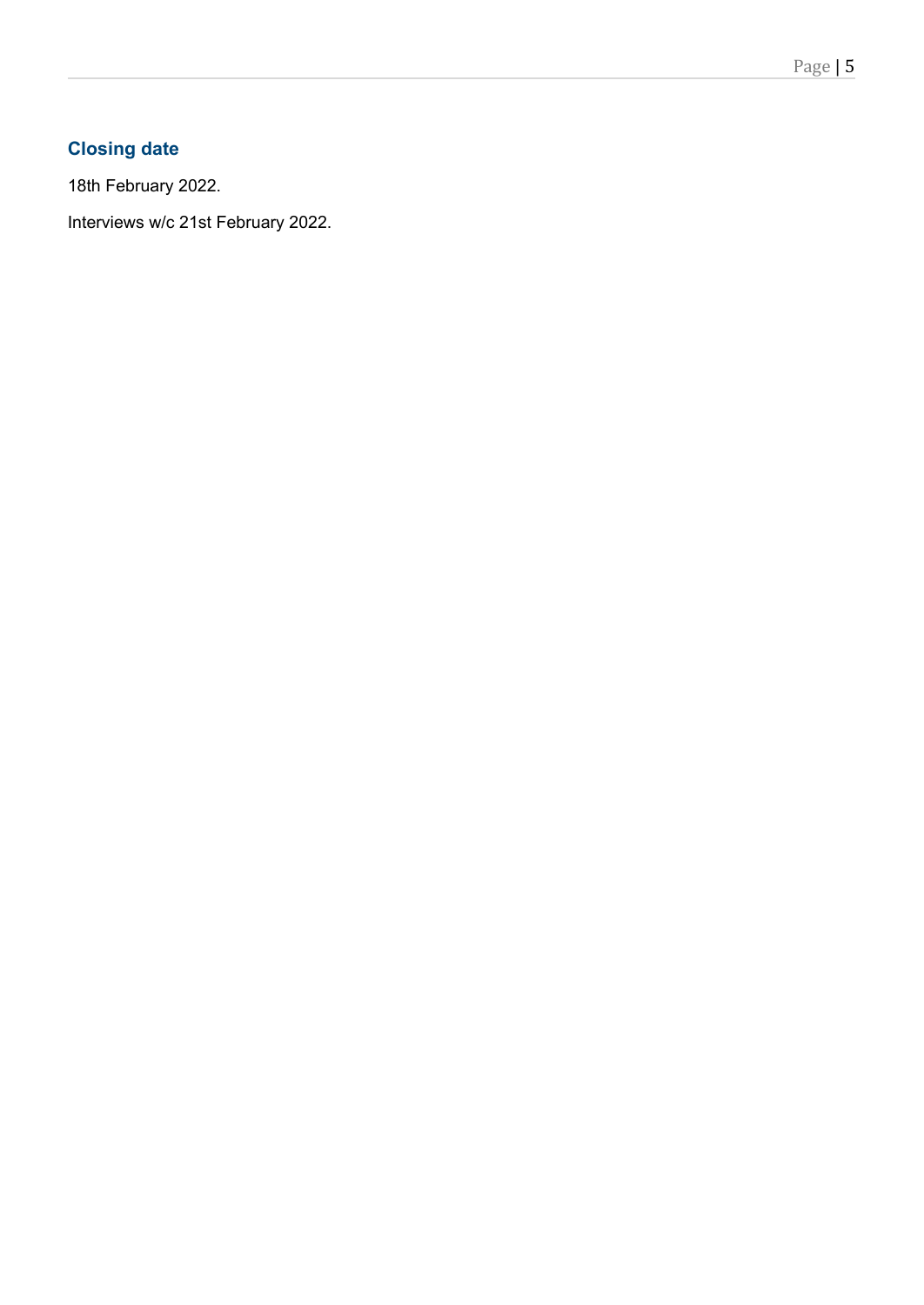## Closing date

18th February 2022.

Interviews w/c 21st February 2022.